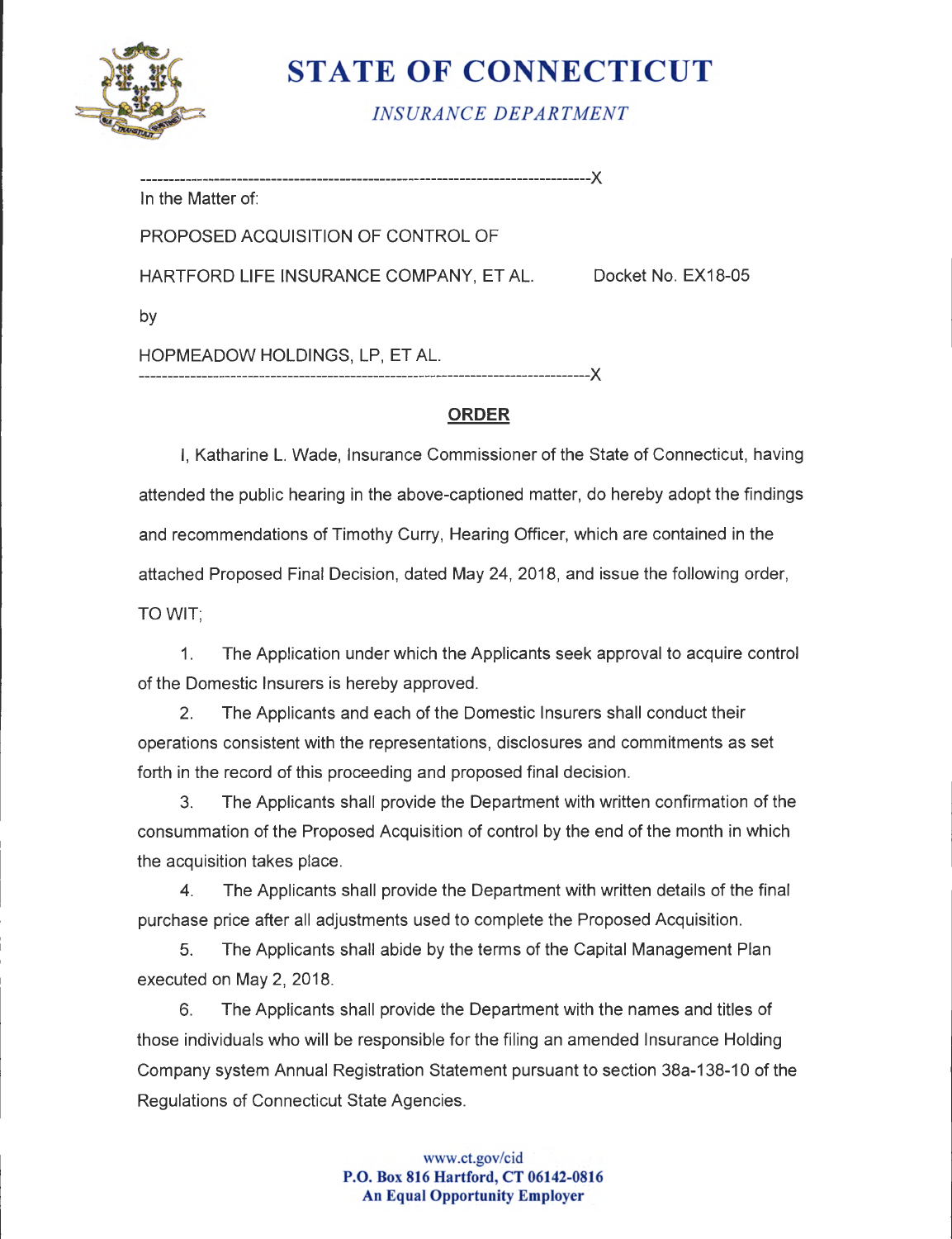# STATE OF CONNECTICUT

*INSURANCE DEPARTMENT*

---

In the Matter of:

PROPOSED ACQUISITION OF CONTROL OF

HARTFORD LIFE INSURANCE COMPANY, ET AL. Docket No. EX18-05

by

HOPMEADOW HOLDINGS, LP, ET AL.

---

**ORDER**

I, Katharine L. Wade, Insurance Commissioner of the State of Connecticut, having attended the public hearing in the above-captioned matter, do hereby adopt the findings and recommendations of Timothy Curry, Hearing Officer, which are contained in the attached Proposed Final Decision, dated May 24, 2018, and issue the following order, TO WIT;

1. The Application under which the Applicants seek approval to acquire control of the Domestic Insurers is hereby approved.
2. The Applicants and each of the Domestic Insurers shall conduct their operations consistent with the representations, disclosures and commitments as set forth in the record of this proceeding and proposed final decision.
3. The Applicants shall provide the Department with written confirmation of the consummation of the Proposed Acquisition of control by the end of the month in which the acquisition takes place.
4. The Applicants shall provide the Department with written details of the final purchase price after all adjustments used to complete the Proposed Acquisition.
5. The Applicants shall abide by the terms of the Capital Management Plan executed on May 2, 2018.
6. The Applicants shall provide the Department with the names and titles of those individuals who will be responsible for the filing an amended Insurance Holding Company system Annual Registration Statement pursuant to section 38a-138-10 of the Regulations of Connecticut State Agencies.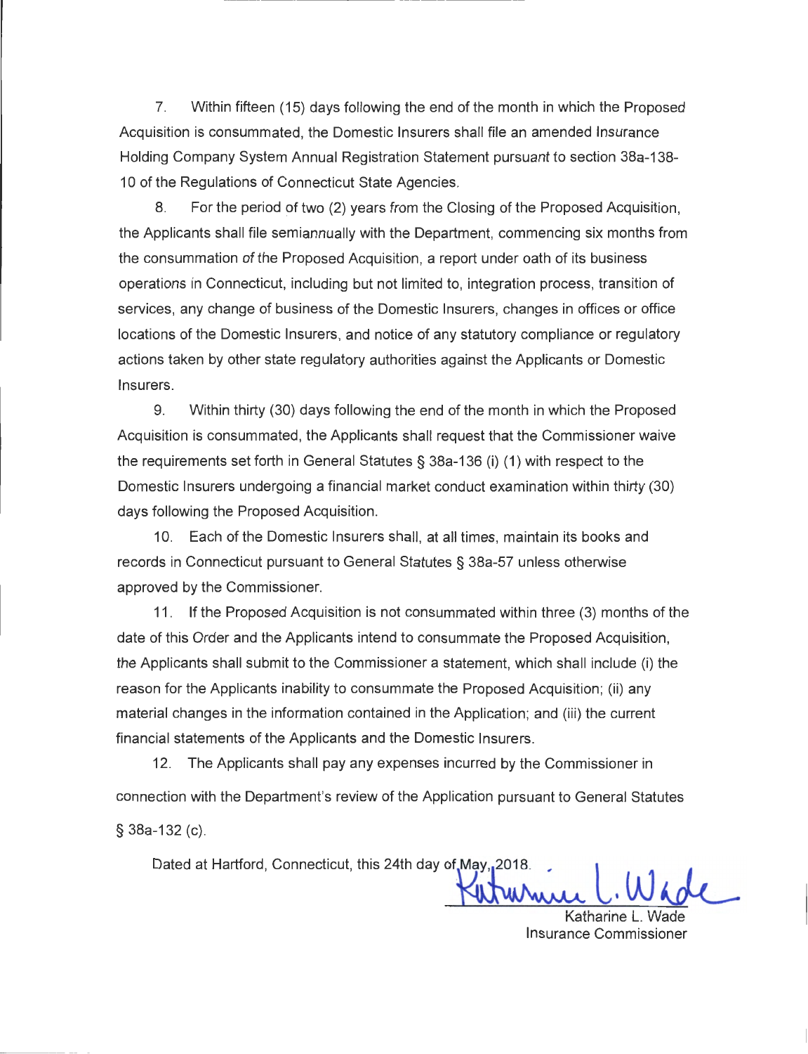7. Within fifteen (15) days following the end of the month in which the Proposed Acquisition is consummated, the Domestic Insurers shall file an amended Insurance Holding Company System Annual Registration Statement pursuant to section 38a-138-10 of the Regulations of Connecticut State Agencies.

8. For the period of two (2) years from the Closing of the Proposed Acquisition, the Applicants shall file semiannually with the Department, commencing six months from the consummation of the Proposed Acquisition, a report under oath of its business operations in Connecticut, including but not limited to, integration process, transition of services, any change of business of the Domestic Insurers, changes in offices or office locations of the Domestic Insurers, and notice of any statutory compliance or regulatory actions taken by other state regulatory authorities against the Applicants or Domestic Insurers.

9. Within thirty (30) days following the end of the month in which the Proposed Acquisition is consummated, the Applicants shall request that the Commissioner waive the requirements set forth in General Statutes § 38a-136 (i) (1) with respect to the Domestic Insurers undergoing a financial market conduct examination within thirty (30) days following the Proposed Acquisition.

10. Each of the Domestic Insurers shall, at all times, maintain its books and records in Connecticut pursuant to General Statutes § 38a-57 unless otherwise approved by the Commissioner.

11. If the Proposed Acquisition is not consummated within three (3) months of the date of this Order and the Applicants intend to consummate the Proposed Acquisition, the Applicants shall submit to the Commissioner a statement, which shall include (i) the reason for the Applicants inability to consummate the Proposed Acquisition; (ii) any material changes in the information contained in the Application; and (iii) the current financial statements of the Applicants and the Domestic Insurers.

12. The Applicants shall pay any expenses incurred by the Commissioner in connection with the Department's review of the Application pursuant to General Statutes § 38a-132 (c).

Dated at Hartford, Connecticut, this 24th day of May, 2018.

Katharine L. Wade
Insurance Commissioner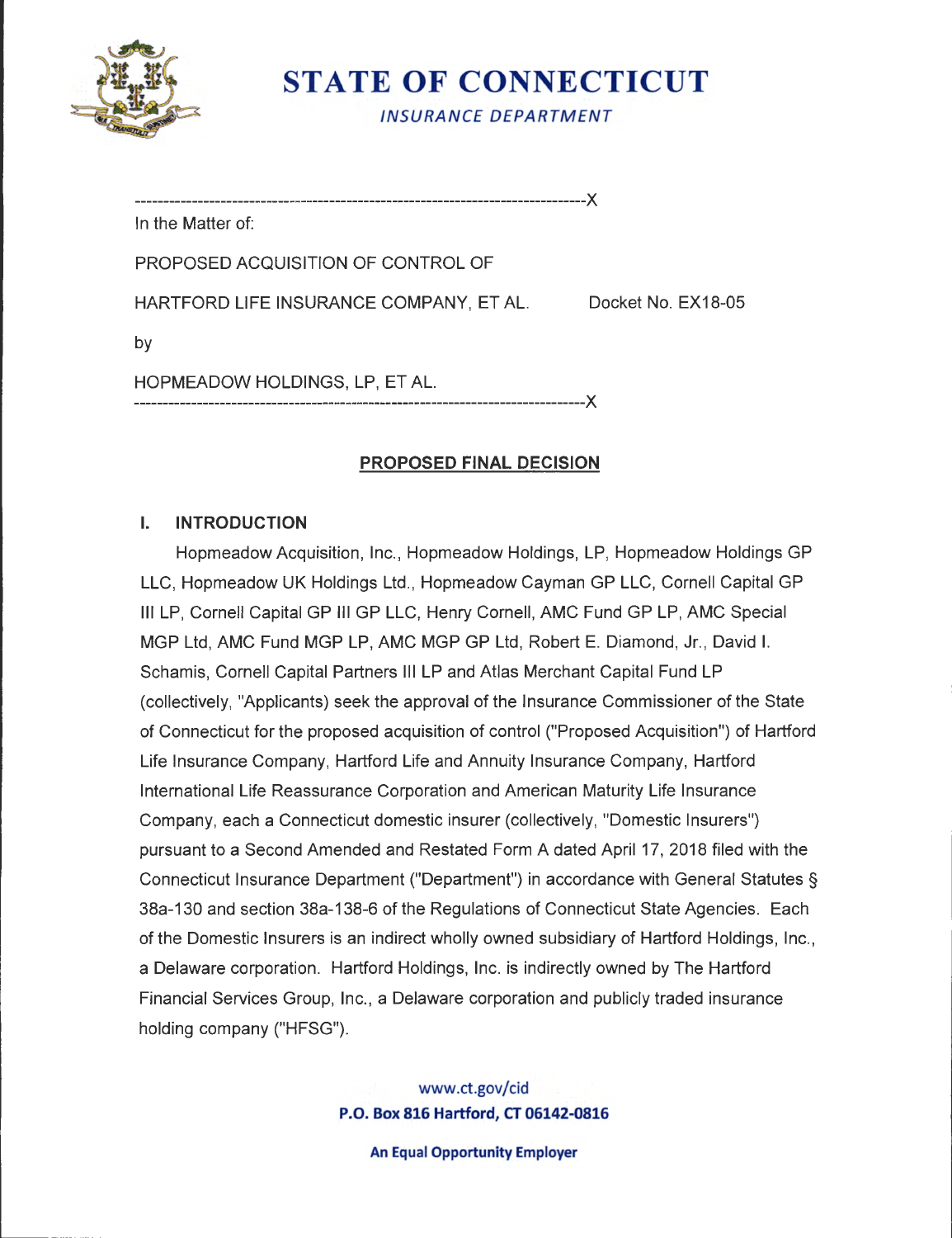# STATE OF CONNECTICUT

*INSURANCE DEPARTMENT*

---

In the Matter of:

PROPOSED ACQUISITION OF CONTROL OF

HARTFORD LIFE INSURANCE COMPANY, ET AL. Docket No. EX18-05

by

HOPMEADOW HOLDINGS, LP, ET AL.

---

## PROPOSED FINAL DECISION

### I. INTRODUCTION

Hopmeadow Acquisition, Inc., Hopmeadow Holdings, LP, Hopmeadow Holdings GP LLC, Hopmeadow UK Holdings Ltd., Hopmeadow Cayman GP LLC, Cornell Capital GP III LP, Cornell Capital GP III GP LLC, Henry Cornell, AMC Fund GP LP, AMC Special MGP Ltd, AMC Fund MGP LP, AMC MGP GP Ltd, Robert E. Diamond, Jr., David I. Schamis, Cornell Capital Partners III LP and Atlas Merchant Capital Fund LP (collectively, "Applicants) seek the approval of the Insurance Commissioner of the State of Connecticut for the proposed acquisition of control ("Proposed Acquisition") of Hartford Life Insurance Company, Hartford Life and Annuity Insurance Company, Hartford International Life Reassurance Corporation and American Maturity Life Insurance Company, each a Connecticut domestic insurer (collectively, "Domestic Insurers") pursuant to a Second Amended and Restated Form A dated April 17, 2018 filed with the Connecticut Insurance Department ("Department") in accordance with General Statutes § 38a-130 and section 38a-138-6 of the Regulations of Connecticut State Agencies. Each of the Domestic Insurers is an indirect wholly owned subsidiary of Hartford Holdings, Inc., a Delaware corporation. Hartford Holdings, Inc. is indirectly owned by The Hartford Financial Services Group, Inc., a Delaware corporation and publicly traded insurance holding company ("HFSG").

www.ct.gov/cid
**P.O. Box 816 Hartford, CT 06142-0816**

**An Equal Opportunity Employer**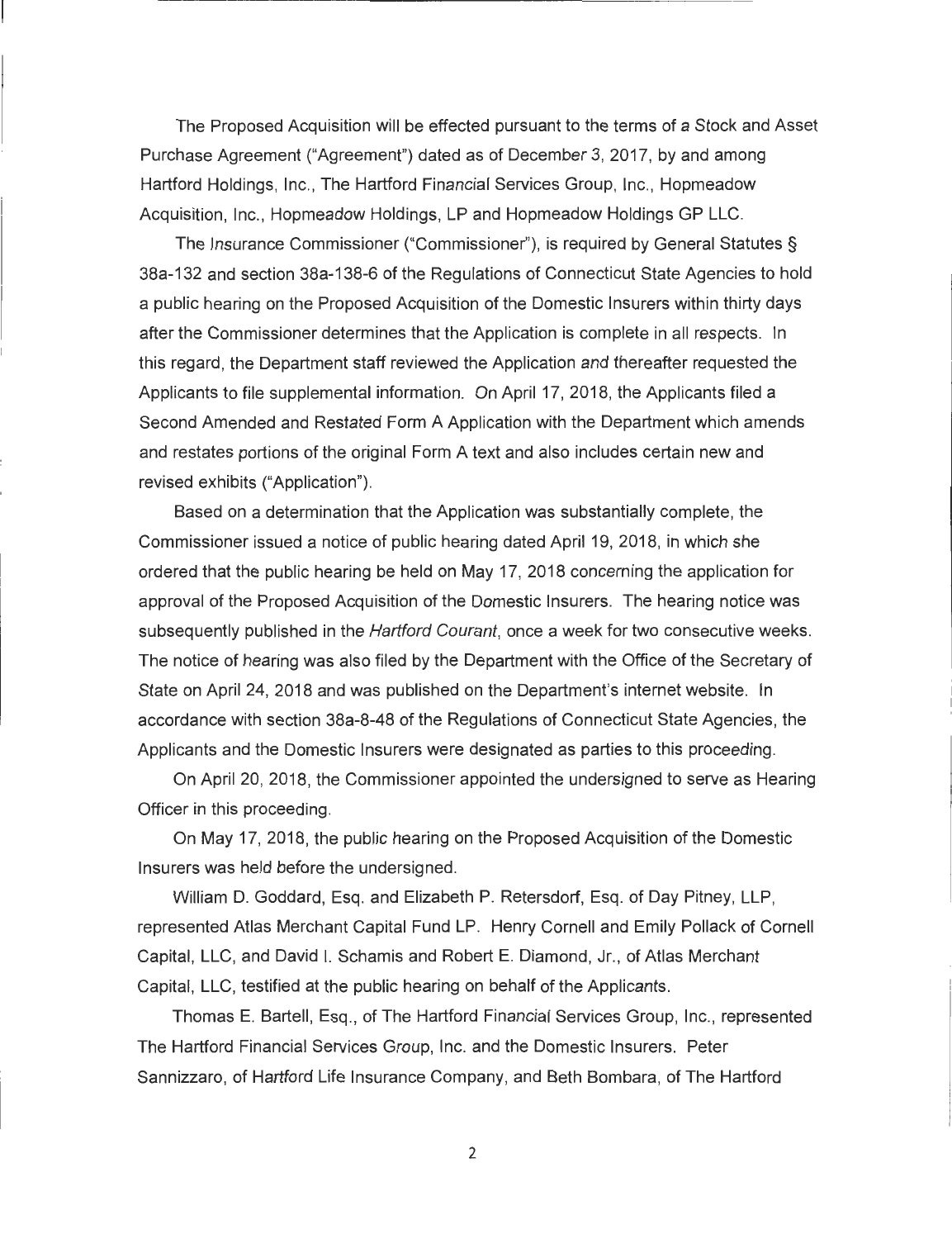The Proposed Acquisition will be effected pursuant to the terms of a Stock and Asset Purchase Agreement ("Agreement") dated as of December 3, 2017, by and among Hartford Holdings, Inc., The Hartford Financial Services Group, Inc., Hopmeadow Acquisition, Inc., Hopmeadow Holdings, LP and Hopmeadow Holdings GP LLC.

The Insurance Commissioner ("Commissioner"), is required by General Statutes § 38a-132 and section 38a-138-6 of the Regulations of Connecticut State Agencies to hold a public hearing on the Proposed Acquisition of the Domestic Insurers within thirty days after the Commissioner determines that the Application is complete in all respects. In this regard, the Department staff reviewed the Application and thereafter requested the Applicants to file supplemental information. On April 17, 2018, the Applicants filed a Second Amended and Restated Form A Application with the Department which amends and restates portions of the original Form A text and also includes certain new and revised exhibits ("Application").

Based on a determination that the Application was substantially complete, the Commissioner issued a notice of public hearing dated April 19, 2018, in which she ordered that the public hearing be held on May 17, 2018 concerning the application for approval of the Proposed Acquisition of the Domestic Insurers. The hearing notice was subsequently published in the *Hartford Courant*, once a week for two consecutive weeks. The notice of hearing was also filed by the Department with the Office of the Secretary of State on April 24, 2018 and was published on the Department's internet website. In accordance with section 38a-8-48 of the Regulations of Connecticut State Agencies, the Applicants and the Domestic Insurers were designated as parties to this proceeding.

On April 20, 2018, the Commissioner appointed the undersigned to serve as Hearing Officer in this proceeding.

On May 17, 2018, the public hearing on the Proposed Acquisition of the Domestic Insurers was held before the undersigned.

William D. Goddard, Esq. and Elizabeth P. Retersdorf, Esq. of Day Pitney, LLP, represented Atlas Merchant Capital Fund LP. Henry Cornell and Emily Pollack of Cornell Capital, LLC, and David I. Schamis and Robert E. Diamond, Jr., of Atlas Merchant Capital, LLC, testified at the public hearing on behalf of the Applicants.

Thomas E. Bartell, Esq., of The Hartford Financial Services Group, Inc., represented The Hartford Financial Services Group, Inc. and the Domestic Insurers. Peter Sannizzaro, of Hartford Life Insurance Company, and Beth Bombara, of The Hartford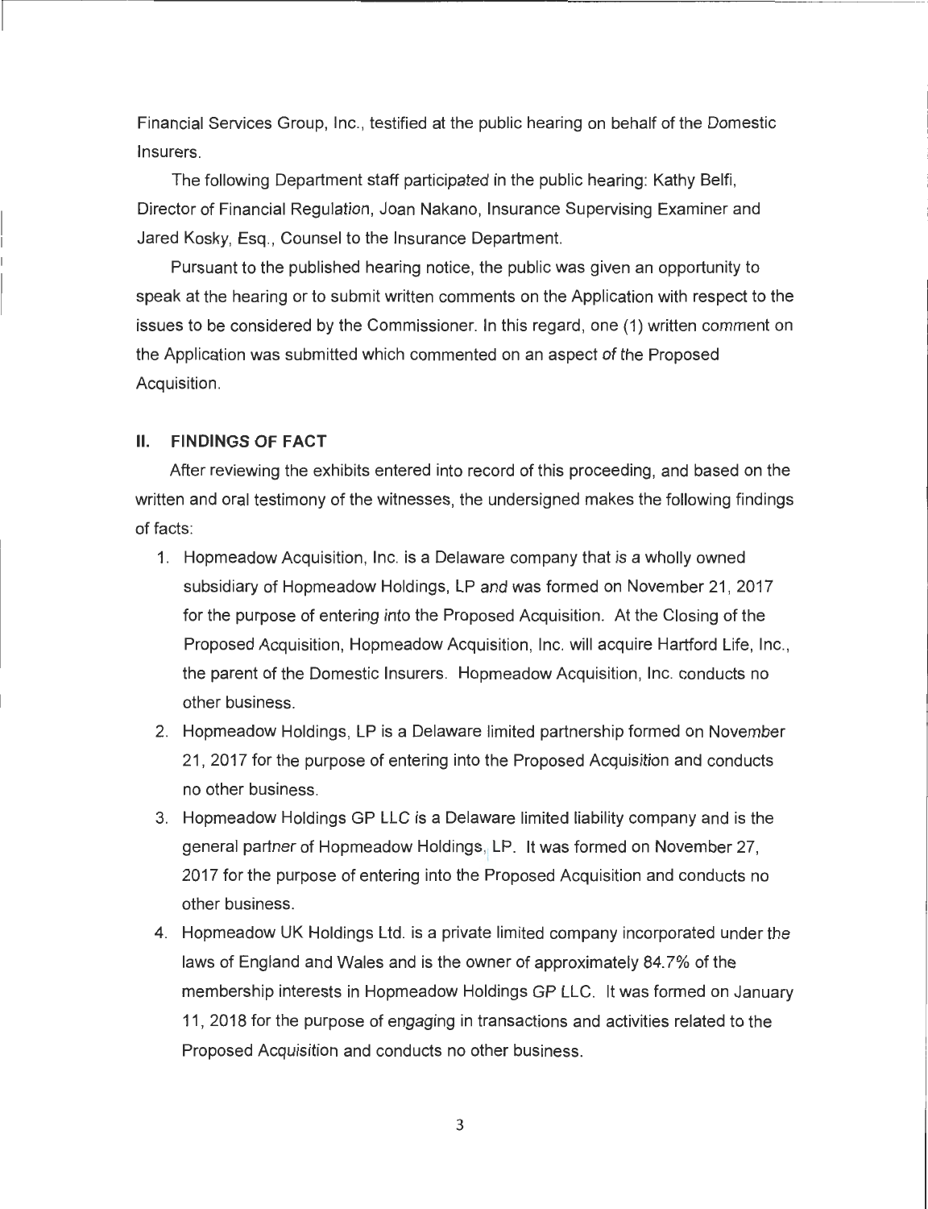Financial Services Group, Inc., testified at the public hearing on behalf of the Domestic Insurers.

The following Department staff participated in the public hearing: Kathy Belfi, Director of Financial Regulation, Joan Nakano, Insurance Supervising Examiner and Jared Kosky, Esq., Counsel to the Insurance Department.

Pursuant to the published hearing notice, the public was given an opportunity to speak at the hearing or to submit written comments on the Application with respect to the issues to be considered by the Commissioner. In this regard, one (1) written comment on the Application was submitted which commented on an aspect of the Proposed Acquisition.

## II. FINDINGS OF FACT

After reviewing the exhibits entered into record of this proceeding, and based on the written and oral testimony of the witnesses, the undersigned makes the following findings of facts:

1. Hopmeadow Acquisition, Inc. is a Delaware company that is a wholly owned subsidiary of Hopmeadow Holdings, LP and was formed on November 21, 2017 for the purpose of entering into the Proposed Acquisition. At the Closing of the Proposed Acquisition, Hopmeadow Acquisition, Inc. will acquire Hartford Life, Inc., the parent of the Domestic Insurers. Hopmeadow Acquisition, Inc. conducts no other business.
2. Hopmeadow Holdings, LP is a Delaware limited partnership formed on November 21, 2017 for the purpose of entering into the Proposed Acquisition and conducts no other business.
3. Hopmeadow Holdings GP LLC is a Delaware limited liability company and is the general partner of Hopmeadow Holdings, LP. It was formed on November 27, 2017 for the purpose of entering into the Proposed Acquisition and conducts no other business.
4. Hopmeadow UK Holdings Ltd. is a private limited company incorporated under the laws of England and Wales and is the owner of approximately 84.7% of the membership interests in Hopmeadow Holdings GP LLC. It was formed on January 11, 2018 for the purpose of engaging in transactions and activities related to the Proposed Acquisition and conducts no other business.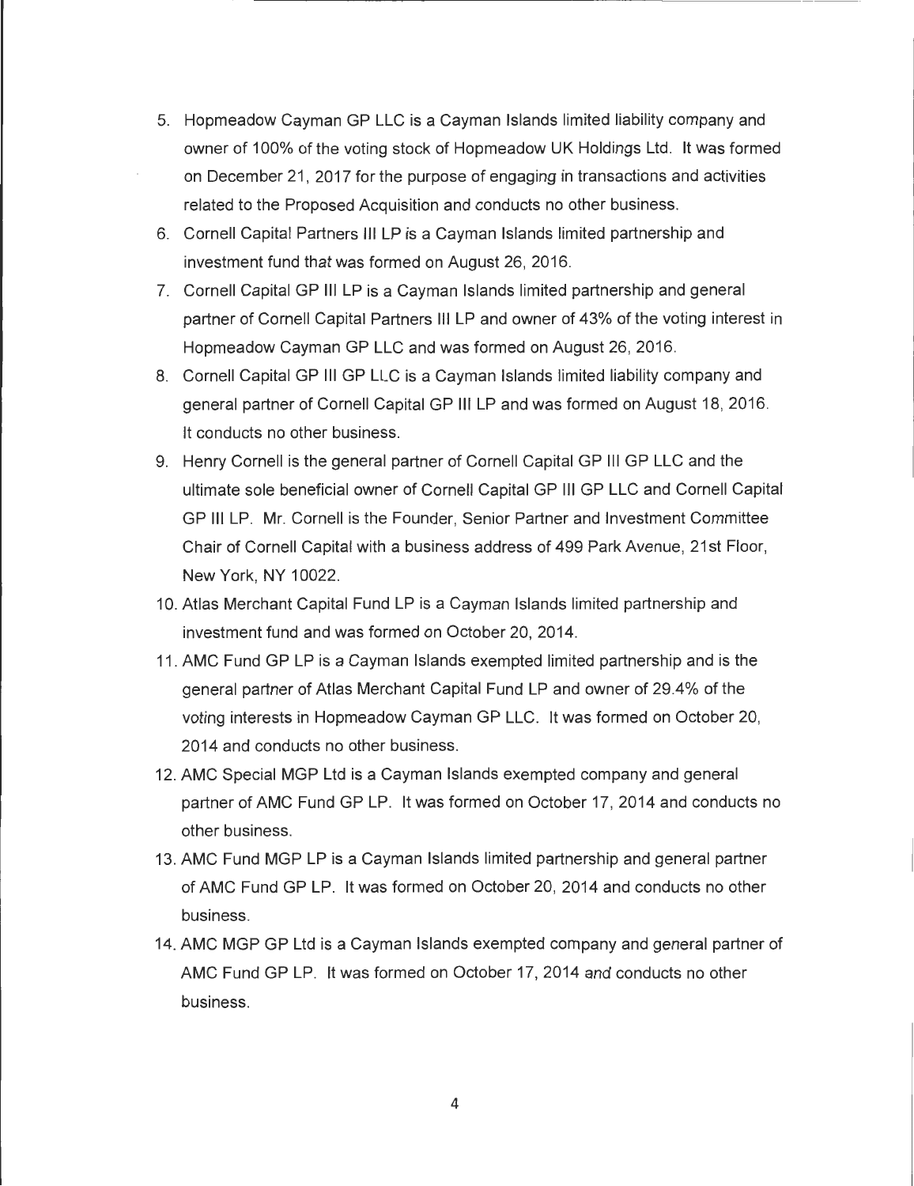5. Hopmeadow Cayman GP LLC is a Cayman Islands limited liability company and owner of 100% of the voting stock of Hopmeadow UK Holdings Ltd. It was formed on December 21, 2017 for the purpose of engaging in transactions and activities related to the Proposed Acquisition and conducts no other business.
6. Cornell Capital Partners III LP is a Cayman Islands limited partnership and investment fund that was formed on August 26, 2016.
7. Cornell Capital GP III LP is a Cayman Islands limited partnership and general partner of Cornell Capital Partners III LP and owner of 43% of the voting interest in Hopmeadow Cayman GP LLC and was formed on August 26, 2016.
8. Cornell Capital GP III GP LLC is a Cayman Islands limited liability company and general partner of Cornell Capital GP III LP and was formed on August 18, 2016. It conducts no other business.
9. Henry Cornell is the general partner of Cornell Capital GP III GP LLC and the ultimate sole beneficial owner of Cornell Capital GP III GP LLC and Cornell Capital GP III LP. Mr. Cornell is the Founder, Senior Partner and Investment Committee Chair of Cornell Capital with a business address of 499 Park Avenue, 21st Floor, New York, NY 10022.
10. Atlas Merchant Capital Fund LP is a Cayman Islands limited partnership and investment fund and was formed on October 20, 2014.
11. AMC Fund GP LP is a Cayman Islands exempted limited partnership and is the general partner of Atlas Merchant Capital Fund LP and owner of 29.4% of the voting interests in Hopmeadow Cayman GP LLC. It was formed on October 20, 2014 and conducts no other business.
12. AMC Special MGP Ltd is a Cayman Islands exempted company and general partner of AMC Fund GP LP. It was formed on October 17, 2014 and conducts no other business.
13. AMC Fund MGP LP is a Cayman Islands limited partnership and general partner of AMC Fund GP LP. It was formed on October 20, 2014 and conducts no other business.
14. AMC MGP GP Ltd is a Cayman Islands exempted company and general partner of AMC Fund GP LP. It was formed on October 17, 2014 and conducts no other business.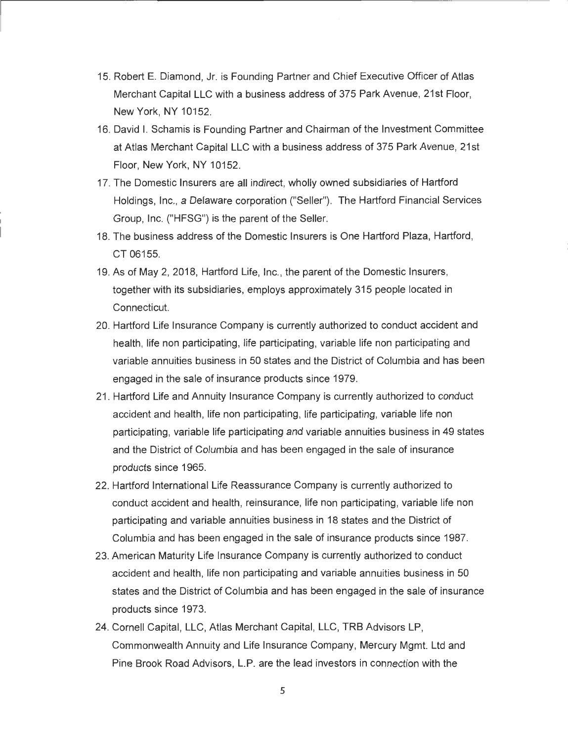15. Robert E. Diamond, Jr. is Founding Partner and Chief Executive Officer of Atlas Merchant Capital LLC with a business address of 375 Park Avenue, 21st Floor, New York, NY 10152.
16. David I. Schamis is Founding Partner and Chairman of the Investment Committee at Atlas Merchant Capital LLC with a business address of 375 Park Avenue, 21st Floor, New York, NY 10152.
17. The Domestic Insurers are all indirect, wholly owned subsidiaries of Hartford Holdings, Inc., a Delaware corporation ("Seller"). The Hartford Financial Services Group, Inc. ("HFSG") is the parent of the Seller.
18. The business address of the Domestic Insurers is One Hartford Plaza, Hartford, CT 06155.
19. As of May 2, 2018, Hartford Life, Inc., the parent of the Domestic Insurers, together with its subsidiaries, employs approximately 315 people located in Connecticut.
20. Hartford Life Insurance Company is currently authorized to conduct accident and health, life non participating, life participating, variable life non participating and variable annuities business in 50 states and the District of Columbia and has been engaged in the sale of insurance products since 1979.
21. Hartford Life and Annuity Insurance Company is currently authorized to conduct accident and health, life non participating, life participating, variable life non participating, variable life participating and variable annuities business in 49 states and the District of Columbia and has been engaged in the sale of insurance products since 1965.
22. Hartford International Life Reassurance Company is currently authorized to conduct accident and health, reinsurance, life non participating, variable life non participating and variable annuities business in 18 states and the District of Columbia and has been engaged in the sale of insurance products since 1987.
23. American Maturity Life Insurance Company is currently authorized to conduct accident and health, life non participating and variable annuities business in 50 states and the District of Columbia and has been engaged in the sale of insurance products since 1973.
24. Cornell Capital, LLC, Atlas Merchant Capital, LLC, TRB Advisors LP, Commonwealth Annuity and Life Insurance Company, Mercury Mgmt. Ltd and Pine Brook Road Advisors, L.P. are the lead investors in connection with the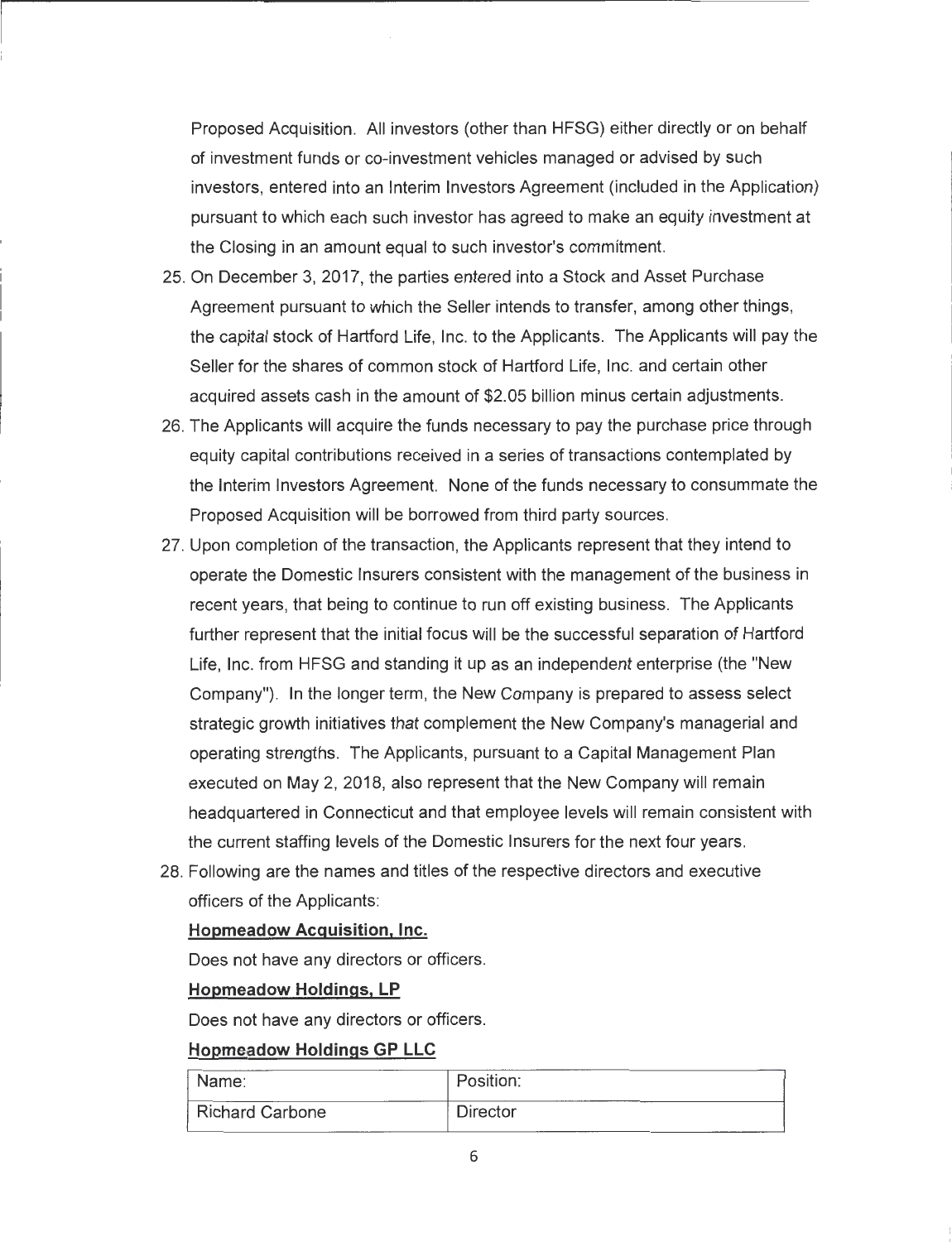Proposed Acquisition. All investors (other than HFSG) either directly or on behalf of investment funds or co-investment vehicles managed or advised by such investors, entered into an Interim Investors Agreement (included in the Application) pursuant to which each such investor has agreed to make an equity investment at the Closing in an amount equal to such investor's commitment.

25. On December 3, 2017, the parties entered into a Stock and Asset Purchase Agreement pursuant to which the Seller intends to transfer, among other things, the capital stock of Hartford Life, Inc. to the Applicants. The Applicants will pay the Seller for the shares of common stock of Hartford Life, Inc. and certain other acquired assets cash in the amount of $2.05 billion minus certain adjustments.
26. The Applicants will acquire the funds necessary to pay the purchase price through equity capital contributions received in a series of transactions contemplated by the Interim Investors Agreement. None of the funds necessary to consummate the Proposed Acquisition will be borrowed from third party sources.
27. Upon completion of the transaction, the Applicants represent that they intend to operate the Domestic Insurers consistent with the management of the business in recent years, that being to continue to run off existing business. The Applicants further represent that the initial focus will be the successful separation of Hartford Life, Inc. from HFSG and standing it up as an independent enterprise (the "New Company"). In the longer term, the New Company is prepared to assess select strategic growth initiatives that complement the New Company's managerial and operating strengths. The Applicants, pursuant to a Capital Management Plan executed on May 2, 2018, also represent that the New Company will remain headquartered in Connecticut and that employee levels will remain consistent with the current staffing levels of the Domestic Insurers for the next four years.
28. Following are the names and titles of the respective directors and executive officers of the Applicants:

**Hopmeadow Acquisition, Inc.**

Does not have any directors or officers.

**Hopmeadow Holdings, LP**

Does not have any directors or officers.

**Hopmeadow Holdings GP LLC**

| Name: | Position: |
|---|---|
| Richard Carbone | Director |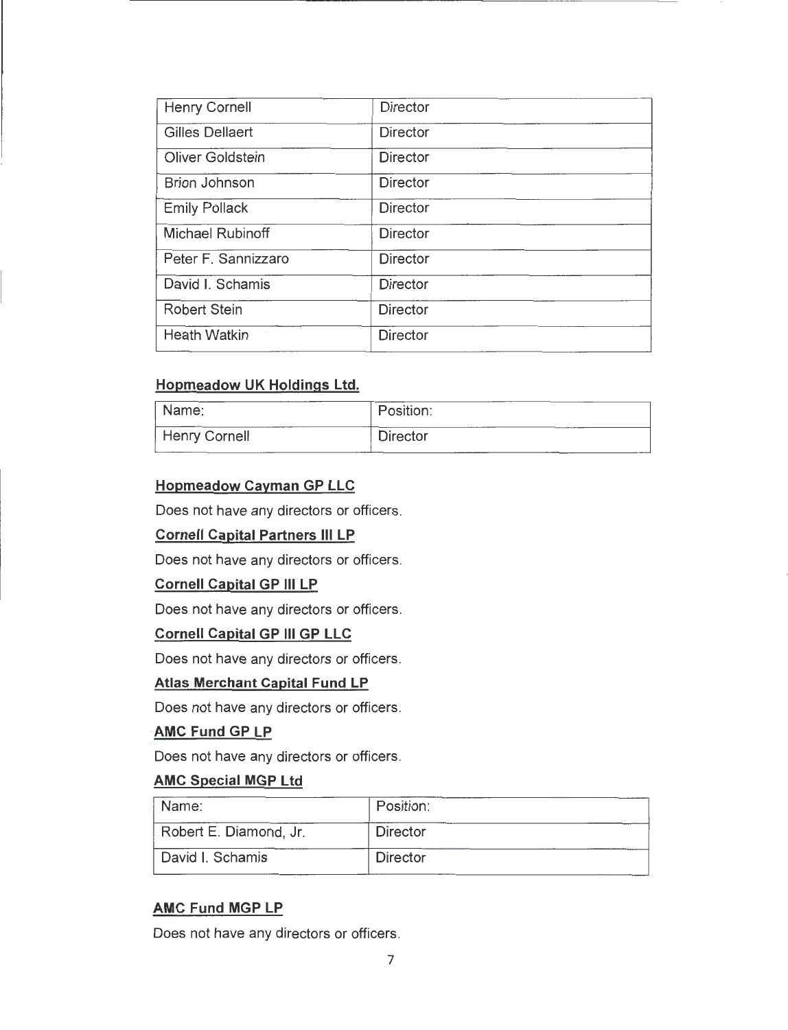| | |
|---|---|
| Henry Cornell | Director |
| Gilles Dellaert | Director |
| Oliver Goldstein | Director |
| Brion Johnson | Director |
| Emily Pollack | Director |
| Michael Rubinoff | Director |
| Peter F. Sannizzaro | Director |
| David I. Schamis | Director |
| Robert Stein | Director |
| Heath Watkin | Director |

**Hopmeadow UK Holdings Ltd.**

| Name: | Position: |
|---|---|
| Henry Cornell | Director |

**Hopmeadow Cayman GP LLC**

Does not have any directors or officers.

**Cornell Capital Partners III LP**

Does not have any directors or officers.

**Cornell Capital GP III LP**

Does not have any directors or officers.

**Cornell Capital GP III GP LLC**

Does not have any directors or officers.

**Atlas Merchant Capital Fund LP**

Does not have any directors or officers.

**AMC Fund GP LP**

Does not have any directors or officers.

**AMC Special MGP Ltd**

| Name: | Position: |
|---|---|
| Robert E. Diamond, Jr. | Director |
| David I. Schamis | Director |

**AMC Fund MGP LP**

Does not have any directors or officers.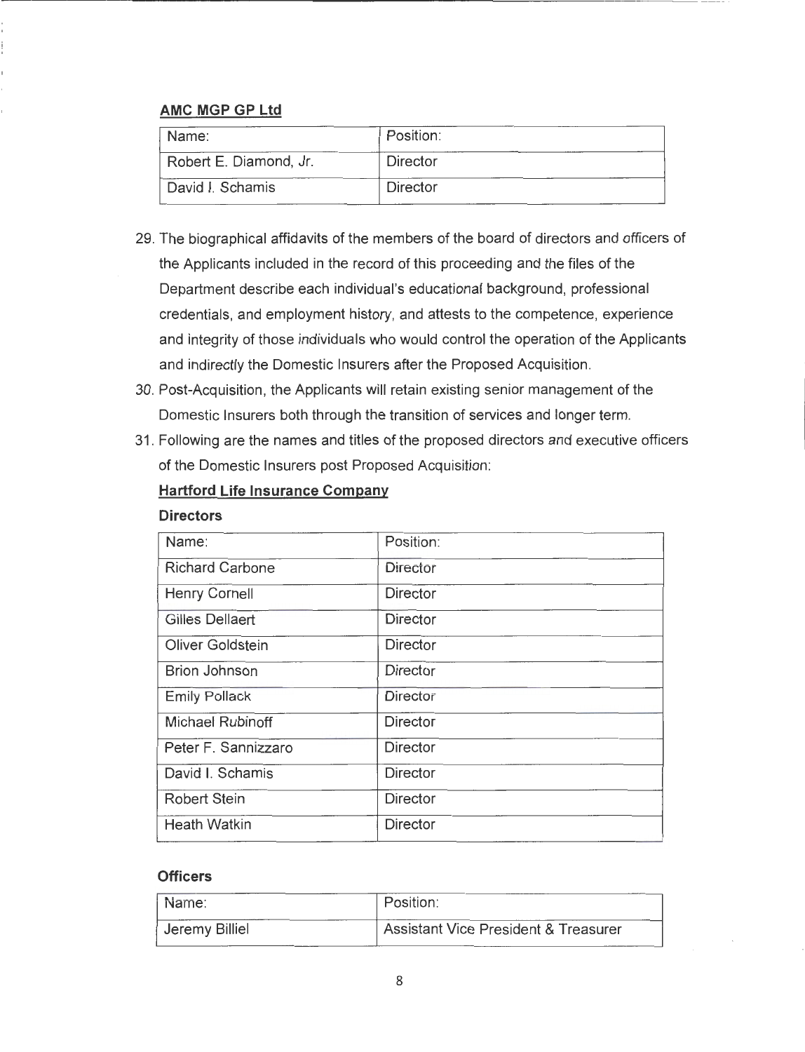**AMC MGP GP Ltd**

| Name: | Position: |
|---|---|
| Robert E. Diamond, Jr. | Director |
| David I. Schamis | Director |

29. The biographical affidavits of the members of the board of directors and officers of the Applicants included in the record of this proceeding and the files of the Department describe each individual's educational background, professional credentials, and employment history, and attests to the competence, experience and integrity of those individuals who would control the operation of the Applicants and indirectly the Domestic Insurers after the Proposed Acquisition.
30. Post-Acquisition, the Applicants will retain existing senior management of the Domestic Insurers both through the transition of services and longer term.
31. Following are the names and titles of the proposed directors and executive officers of the Domestic Insurers post Proposed Acquisition:

**Hartford Life Insurance Company**

**Directors**

| Name: | Position: |
|---|---|
| Richard Carbone | Director |
| Henry Cornell | Director |
| Gilles Dellaert | Director |
| Oliver Goldstein | Director |
| Brion Johnson | Director |
| Emily Pollack | Director |
| Michael Rubinoff | Director |
| Peter F. Sannizzaro | Director |
| David I. Schamis | Director |
| Robert Stein | Director |
| Heath Watkin | Director |

**Officers**

| Name: | Position: |
|---|---|
| Jeremy Billiel | Assistant Vice President & Treasurer |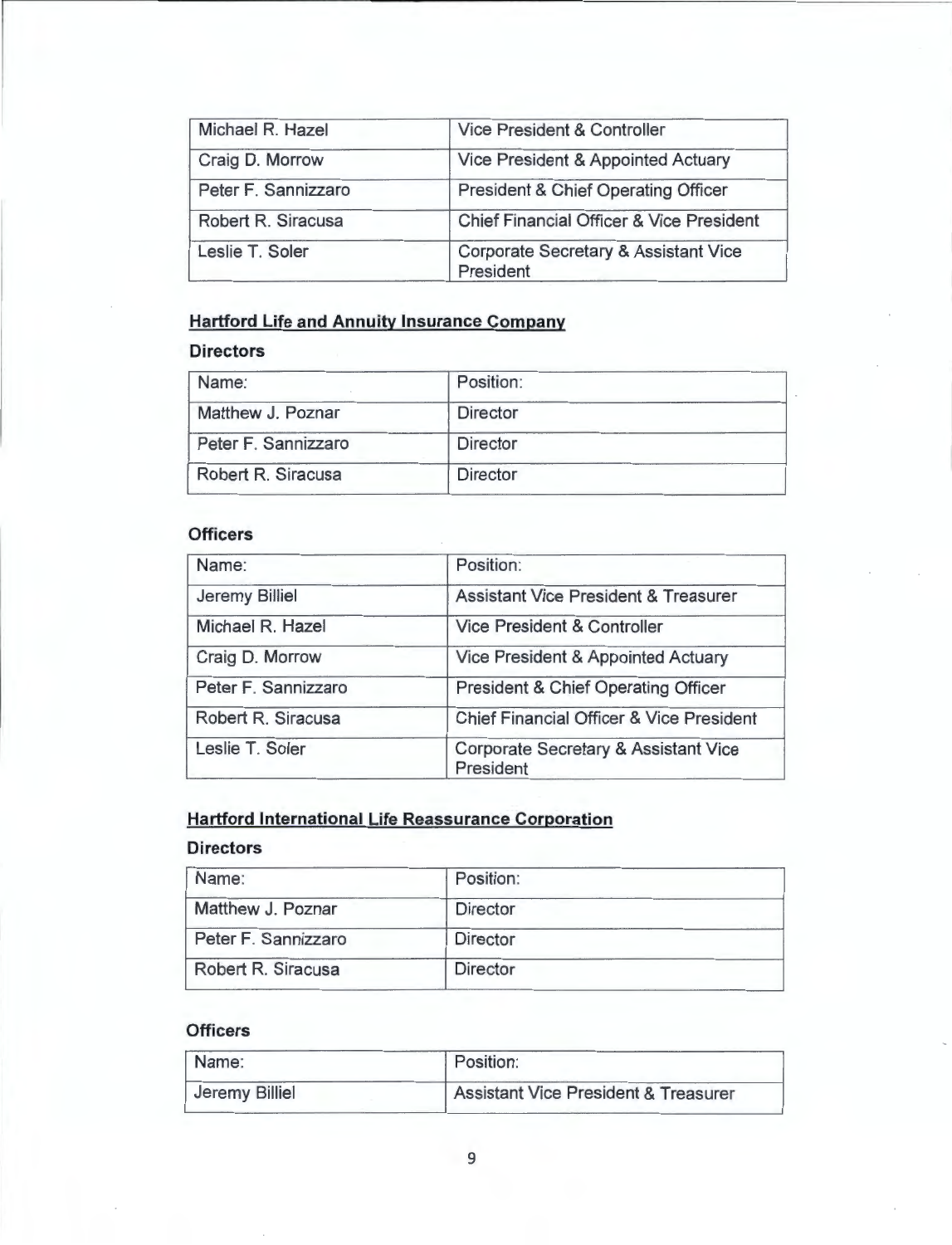| Michael R. Hazel | Vice President & Controller |
|---|---|
| Craig D. Morrow | Vice President & Appointed Actuary |
| Peter F. Sannizzaro | President & Chief Operating Officer |
| Robert R. Siracusa | Chief Financial Officer & Vice President |
| Leslie T. Soler | Corporate Secretary & Assistant Vice President |

## Hartford Life and Annuity Insurance Company

### Directors

| Name: | Position: |
|---|---|
| Matthew J. Poznar | Director |
| Peter F. Sannizzaro | Director |
| Robert R. Siracusa | Director |

### Officers

| Name: | Position: |
|---|---|
| Jeremy Billiel | Assistant Vice President & Treasurer |
| Michael R. Hazel | Vice President & Controller |
| Craig D. Morrow | Vice President & Appointed Actuary |
| Peter F. Sannizzaro | President & Chief Operating Officer |
| Robert R. Siracusa | Chief Financial Officer & Vice President |
| Leslie T. Soler | Corporate Secretary & Assistant Vice President |

## Hartford International Life Reassurance Corporation

### Directors

| Name: | Position: |
|---|---|
| Matthew J. Poznar | Director |
| Peter F. Sannizzaro | Director |
| Robert R. Siracusa | Director |

### Officers

| Name: | Position: |
|---|---|
| Jeremy Billiel | Assistant Vice President & Treasurer |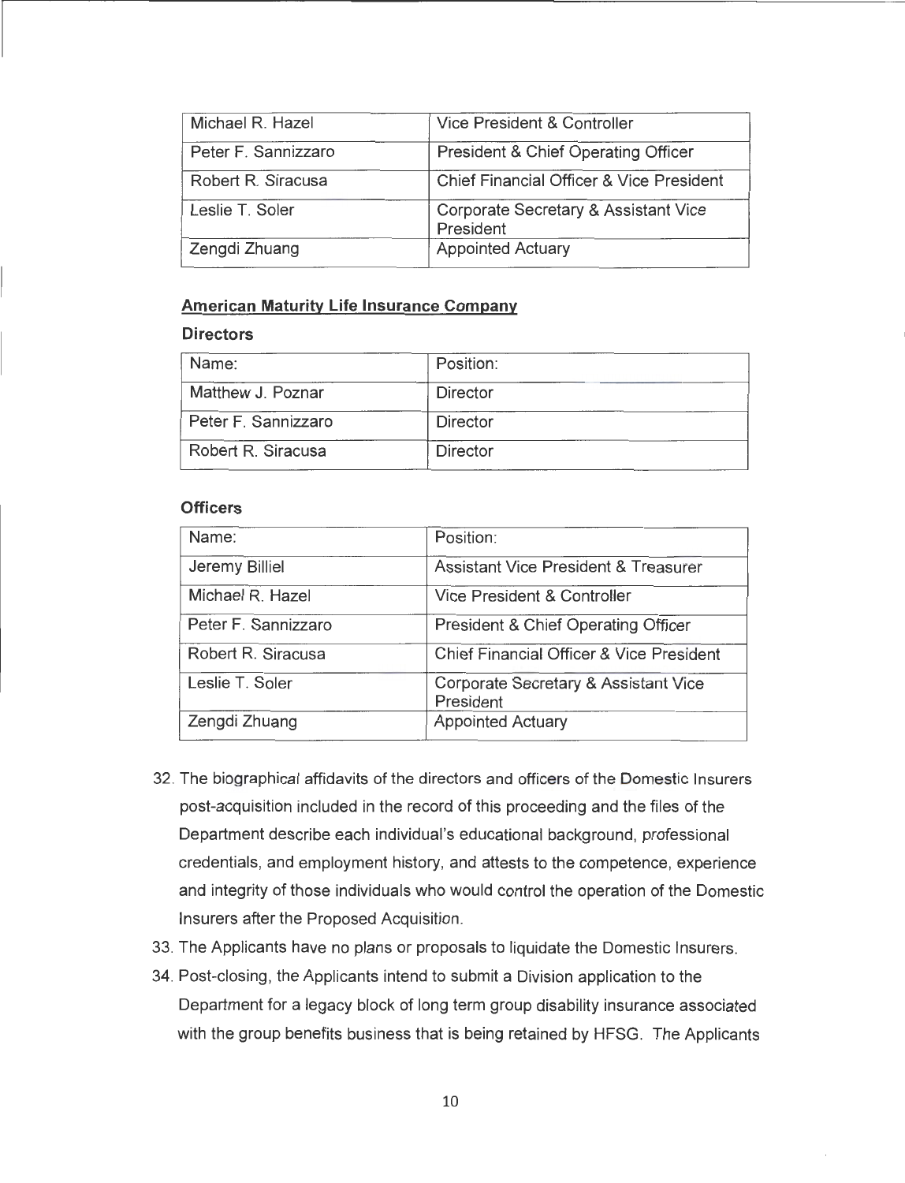| Michael R. Hazel | Vice President & Controller |
|---|---|
| Peter F. Sannizzaro | President & Chief Operating Officer |
| Robert R. Siracusa | Chief Financial Officer & Vice President |
| Leslie T. Soler | Corporate Secretary & Assistant Vice President |
| Zengdi Zhuang | Appointed Actuary |

**American Maturity Life Insurance Company**

**Directors**

| Name: | Position: |
|---|---|
| Matthew J. Poznar | Director |
| Peter F. Sannizzaro | Director |
| Robert R. Siracusa | Director |

**Officers**

| Name: | Position: |
|---|---|
| Jeremy Billiel | Assistant Vice President & Treasurer |
| Michael R. Hazel | Vice President & Controller |
| Peter F. Sannizzaro | President & Chief Operating Officer |
| Robert R. Siracusa | Chief Financial Officer & Vice President |
| Leslie T. Soler | Corporate Secretary & Assistant Vice President |
| Zengdi Zhuang | Appointed Actuary |

32. The biographical affidavits of the directors and officers of the Domestic Insurers post-acquisition included in the record of this proceeding and the files of the Department describe each individual's educational background, professional credentials, and employment history, and attests to the competence, experience and integrity of those individuals who would control the operation of the Domestic Insurers after the Proposed Acquisition.
33. The Applicants have no plans or proposals to liquidate the Domestic Insurers.
34. Post-closing, the Applicants intend to submit a Division application to the Department for a legacy block of long term group disability insurance associated with the group benefits business that is being retained by HFSG. The Applicants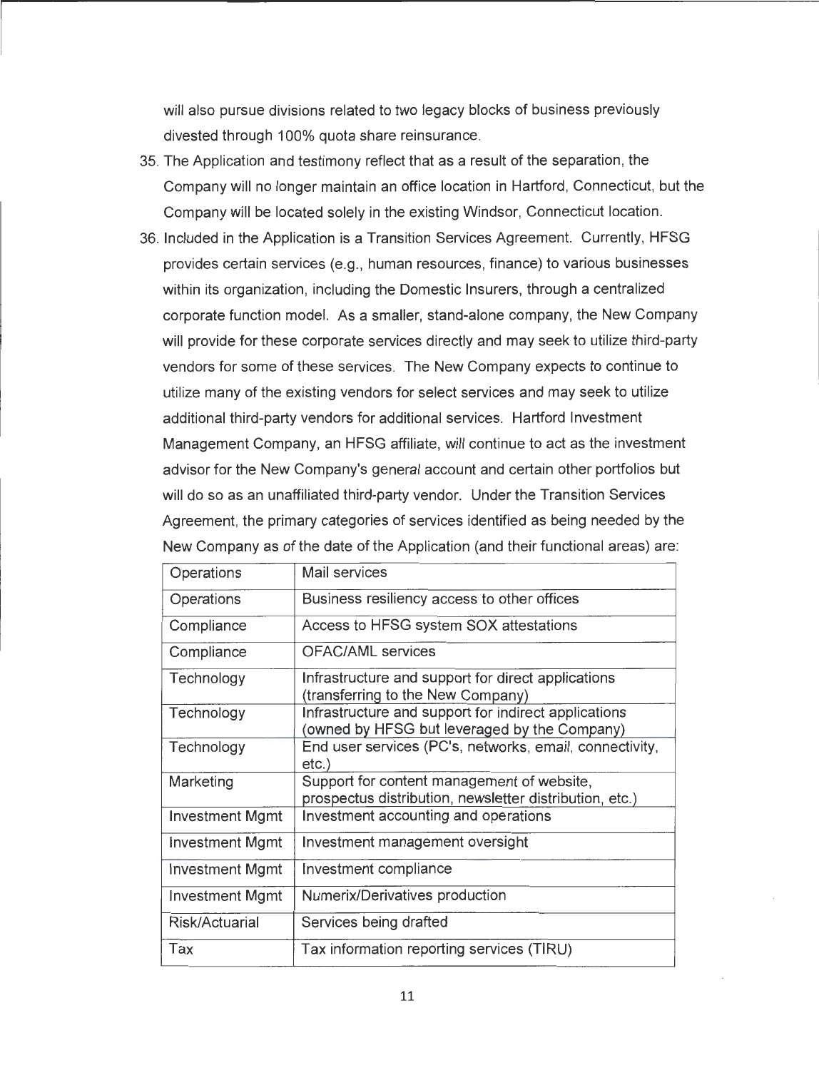will also pursue divisions related to two legacy blocks of business previously divested through 100% quota share reinsurance.

35. The Application and testimony reflect that as a result of the separation, the Company will no longer maintain an office location in Hartford, Connecticut, but the Company will be located solely in the existing Windsor, Connecticut location.

36. Included in the Application is a Transition Services Agreement. Currently, HFSG provides certain services (e.g., human resources, finance) to various businesses within its organization, including the Domestic Insurers, through a centralized corporate function model. As a smaller, stand-alone company, the New Company will provide for these corporate services directly and may seek to utilize third-party vendors for some of these services. The New Company expects to continue to utilize many of the existing vendors for select services and may seek to utilize additional third-party vendors for additional services. Hartford Investment Management Company, an HFSG affiliate, will continue to act as the investment advisor for the New Company's general account and certain other portfolios but will do so as an unaffiliated third-party vendor. Under the Transition Services Agreement, the primary categories of services identified as being needed by the New Company as of the date of the Application (and their functional areas) are:

| Operations | Mail services |
|---|---|
| Operations | Business resiliency access to other offices |
| Compliance | Access to HFSG system SOX attestations |
| Compliance | OFAC/AML services |
| Technology | Infrastructure and support for direct applications (transferring to the New Company) |
| Technology | Infrastructure and support for indirect applications (owned by HFSG but leveraged by the Company) |
| Technology | End user services (PC's, networks, email, connectivity, etc.) |
| Marketing | Support for content management of website, prospectus distribution, newsletter distribution, etc.) |
| Investment Mgmt | Investment accounting and operations |
| Investment Mgmt | Investment management oversight |
| Investment Mgmt | Investment compliance |
| Investment Mgmt | Numerix/Derivatives production |
| Risk/Actuarial | Services being drafted |
| Tax | Tax information reporting services (TIRU) |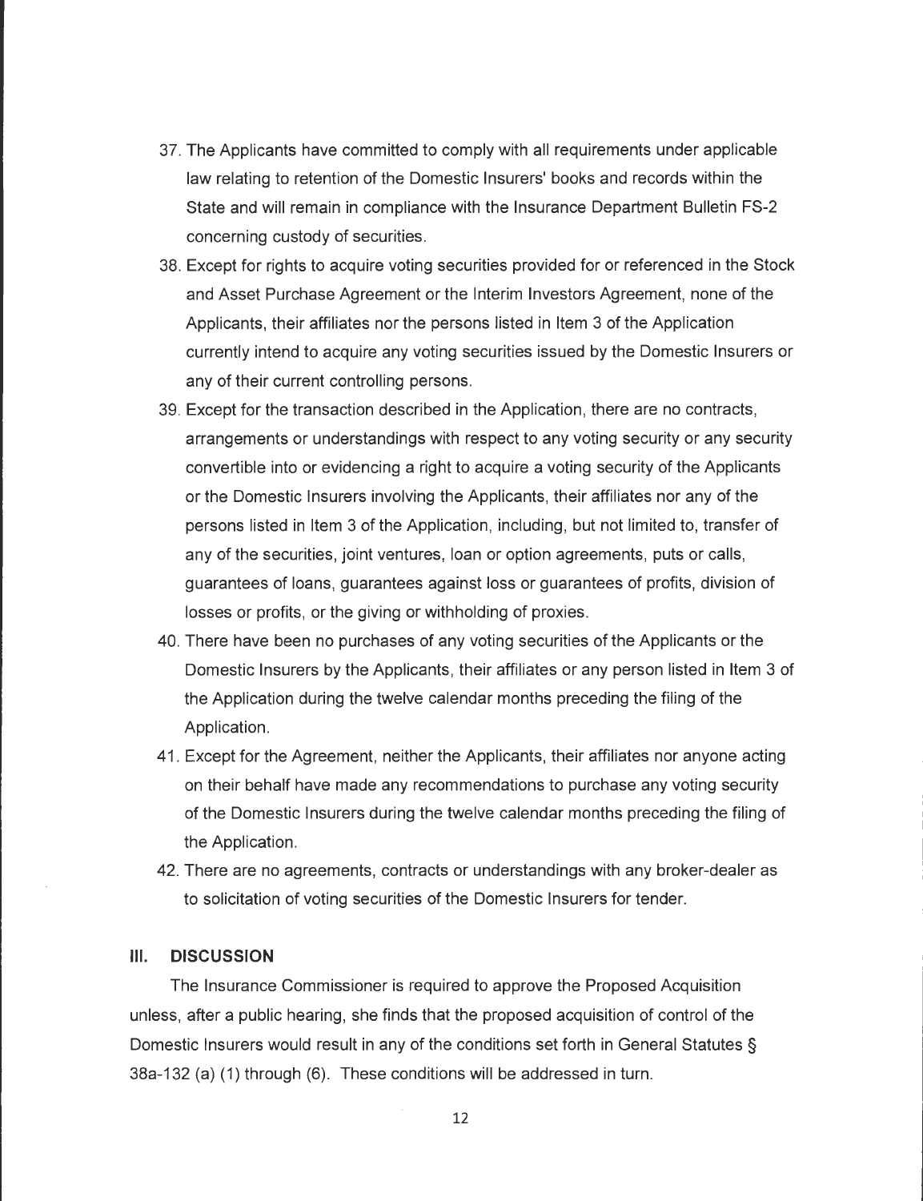37. The Applicants have committed to comply with all requirements under applicable law relating to retention of the Domestic Insurers' books and records within the State and will remain in compliance with the Insurance Department Bulletin FS-2 concerning custody of securities.
38. Except for rights to acquire voting securities provided for or referenced in the Stock and Asset Purchase Agreement or the Interim Investors Agreement, none of the Applicants, their affiliates nor the persons listed in Item 3 of the Application currently intend to acquire any voting securities issued by the Domestic Insurers or any of their current controlling persons.
39. Except for the transaction described in the Application, there are no contracts, arrangements or understandings with respect to any voting security or any security convertible into or evidencing a right to acquire a voting security of the Applicants or the Domestic Insurers involving the Applicants, their affiliates nor any of the persons listed in Item 3 of the Application, including, but not limited to, transfer of any of the securities, joint ventures, loan or option agreements, puts or calls, guarantees of loans, guarantees against loss or guarantees of profits, division of losses or profits, or the giving or withholding of proxies.
40. There have been no purchases of any voting securities of the Applicants or the Domestic Insurers by the Applicants, their affiliates or any person listed in Item 3 of the Application during the twelve calendar months preceding the filing of the Application.
41. Except for the Agreement, neither the Applicants, their affiliates nor anyone acting on their behalf have made any recommendations to purchase any voting security of the Domestic Insurers during the twelve calendar months preceding the filing of the Application.
42. There are no agreements, contracts or understandings with any broker-dealer as to solicitation of voting securities of the Domestic Insurers for tender.

## III. DISCUSSION

The Insurance Commissioner is required to approve the Proposed Acquisition unless, after a public hearing, she finds that the proposed acquisition of control of the Domestic Insurers would result in any of the conditions set forth in General Statutes § 38a-132 (a) (1) through (6). These conditions will be addressed in turn.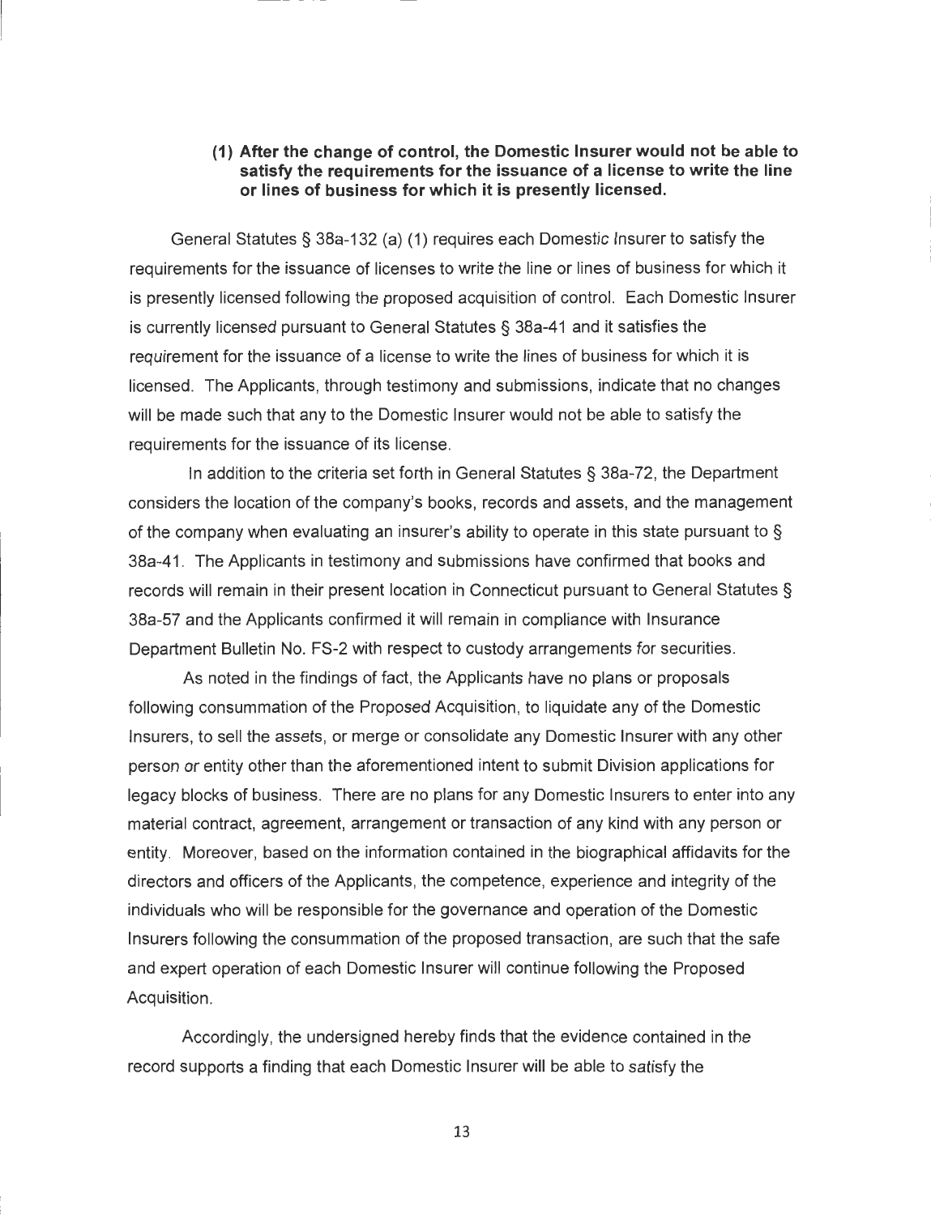**(1) After the change of control, the Domestic Insurer would not be able to satisfy the requirements for the issuance of a license to write the line or lines of business for which it is presently licensed.**

General Statutes § 38a-132 (a) (1) requires each Domestic Insurer to satisfy the requirements for the issuance of licenses to write the line or lines of business for which it is presently licensed following the proposed acquisition of control. Each Domestic Insurer is currently licensed pursuant to General Statutes § 38a-41 and it satisfies the requirement for the issuance of a license to write the lines of business for which it is licensed. The Applicants, through testimony and submissions, indicate that no changes will be made such that any to the Domestic Insurer would not be able to satisfy the requirements for the issuance of its license.

In addition to the criteria set forth in General Statutes § 38a-72, the Department considers the location of the company's books, records and assets, and the management of the company when evaluating an insurer's ability to operate in this state pursuant to § 38a-41. The Applicants in testimony and submissions have confirmed that books and records will remain in their present location in Connecticut pursuant to General Statutes § 38a-57 and the Applicants confirmed it will remain in compliance with Insurance Department Bulletin No. FS-2 with respect to custody arrangements for securities.

As noted in the findings of fact, the Applicants have no plans or proposals following consummation of the Proposed Acquisition, to liquidate any of the Domestic Insurers, to sell the assets, or merge or consolidate any Domestic Insurer with any other person or entity other than the aforementioned intent to submit Division applications for legacy blocks of business. There are no plans for any Domestic Insurers to enter into any material contract, agreement, arrangement or transaction of any kind with any person or entity. Moreover, based on the information contained in the biographical affidavits for the directors and officers of the Applicants, the competence, experience and integrity of the individuals who will be responsible for the governance and operation of the Domestic Insurers following the consummation of the proposed transaction, are such that the safe and expert operation of each Domestic Insurer will continue following the Proposed Acquisition.

Accordingly, the undersigned hereby finds that the evidence contained in the record supports a finding that each Domestic Insurer will be able to satisfy the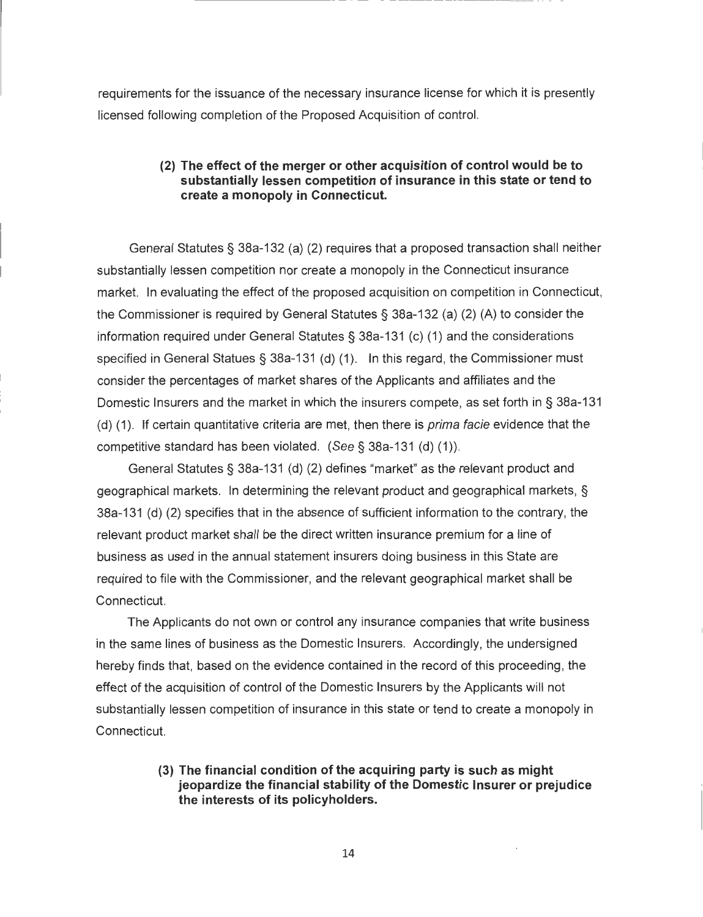requirements for the issuance of the necessary insurance license for which it is presently licensed following completion of the Proposed Acquisition of control.

**(2) The effect of the merger or other acquisition of control would be to substantially lessen competition of insurance in this state or tend to create a monopoly in Connecticut.**

General Statutes § 38a-132 (a) (2) requires that a proposed transaction shall neither substantially lessen competition nor create a monopoly in the Connecticut insurance market. In evaluating the effect of the proposed acquisition on competition in Connecticut, the Commissioner is required by General Statutes § 38a-132 (a) (2) (A) to consider the information required under General Statutes § 38a-131 (c) (1) and the considerations specified in General Statues § 38a-131 (d) (1). In this regard, the Commissioner must consider the percentages of market shares of the Applicants and affiliates and the Domestic Insurers and the market in which the insurers compete, as set forth in § 38a-131 (d) (1). If certain quantitative criteria are met, then there is *prima facie* evidence that the competitive standard has been violated. (*See* § 38a-131 (d) (1)).

General Statutes § 38a-131 (d) (2) defines "market" as the relevant product and geographical markets. In determining the relevant product and geographical markets, § 38a-131 (d) (2) specifies that in the absence of sufficient information to the contrary, the relevant product market shall be the direct written insurance premium for a line of business as used in the annual statement insurers doing business in this State are required to file with the Commissioner, and the relevant geographical market shall be Connecticut.

The Applicants do not own or control any insurance companies that write business in the same lines of business as the Domestic Insurers. Accordingly, the undersigned hereby finds that, based on the evidence contained in the record of this proceeding, the effect of the acquisition of control of the Domestic Insurers by the Applicants will not substantially lessen competition of insurance in this state or tend to create a monopoly in Connecticut.

**(3) The financial condition of the acquiring party is such as might jeopardize the financial stability of the Domestic Insurer or prejudice the interests of its policyholders.**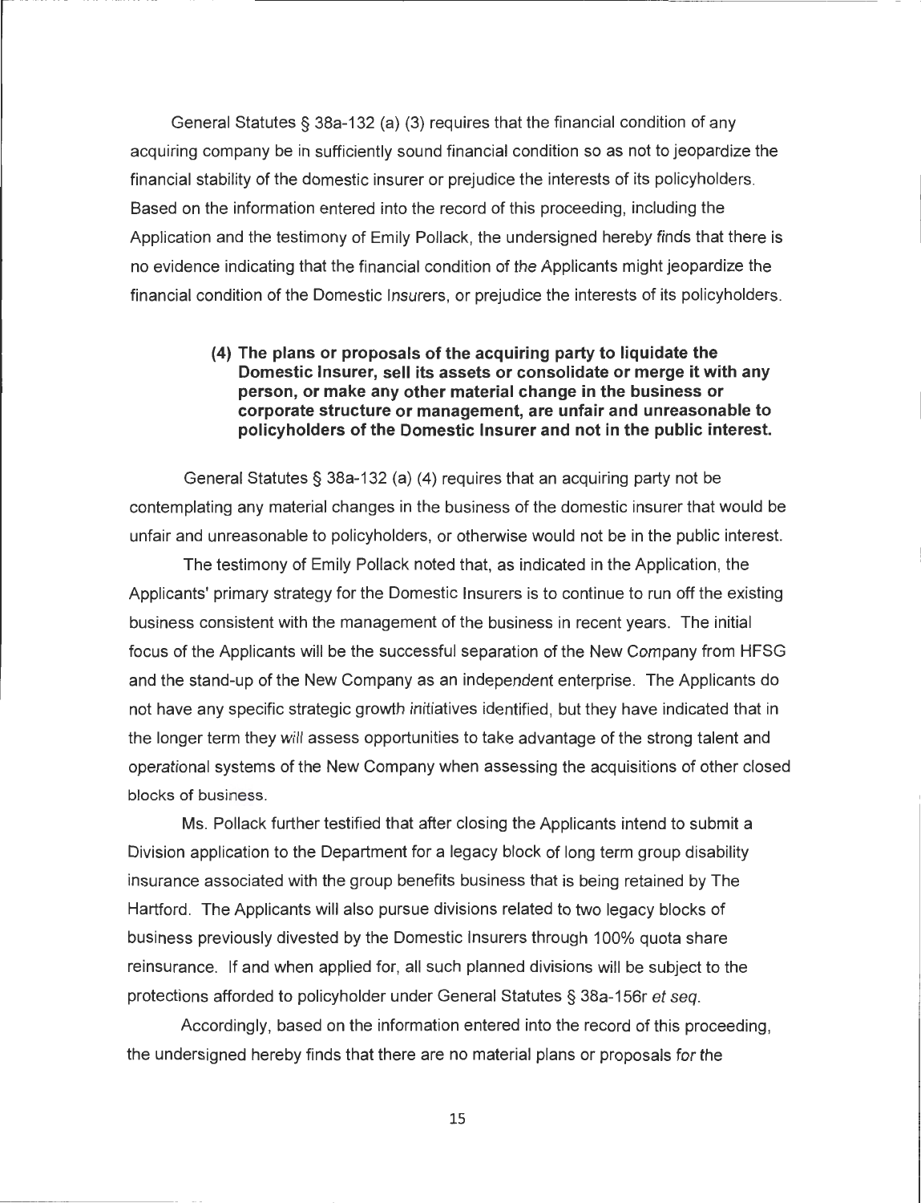General Statutes § 38a-132 (a) (3) requires that the financial condition of any acquiring company be in sufficiently sound financial condition so as not to jeopardize the financial stability of the domestic insurer or prejudice the interests of its policyholders. Based on the information entered into the record of this proceeding, including the Application and the testimony of Emily Pollack, the undersigned hereby finds that there is no evidence indicating that the financial condition of the Applicants might jeopardize the financial condition of the Domestic Insurers, or prejudice the interests of its policyholders.

**(4) The plans or proposals of the acquiring party to liquidate the Domestic Insurer, sell its assets or consolidate or merge it with any person, or make any other material change in the business or corporate structure or management, are unfair and unreasonable to policyholders of the Domestic Insurer and not in the public interest.**

General Statutes § 38a-132 (a) (4) requires that an acquiring party not be contemplating any material changes in the business of the domestic insurer that would be unfair and unreasonable to policyholders, or otherwise would not be in the public interest.

The testimony of Emily Pollack noted that, as indicated in the Application, the Applicants' primary strategy for the Domestic Insurers is to continue to run off the existing business consistent with the management of the business in recent years. The initial focus of the Applicants will be the successful separation of the New Company from HFSG and the stand-up of the New Company as an independent enterprise. The Applicants do not have any specific strategic growth initiatives identified, but they have indicated that in the longer term they will assess opportunities to take advantage of the strong talent and operational systems of the New Company when assessing the acquisitions of other closed blocks of business.

Ms. Pollack further testified that after closing the Applicants intend to submit a Division application to the Department for a legacy block of long term group disability insurance associated with the group benefits business that is being retained by The Hartford. The Applicants will also pursue divisions related to two legacy blocks of business previously divested by the Domestic Insurers through 100% quota share reinsurance. If and when applied for, all such planned divisions will be subject to the protections afforded to policyholder under General Statutes § 38a-156r *et seq.*

Accordingly, based on the information entered into the record of this proceeding, the undersigned hereby finds that there are no material plans or proposals for the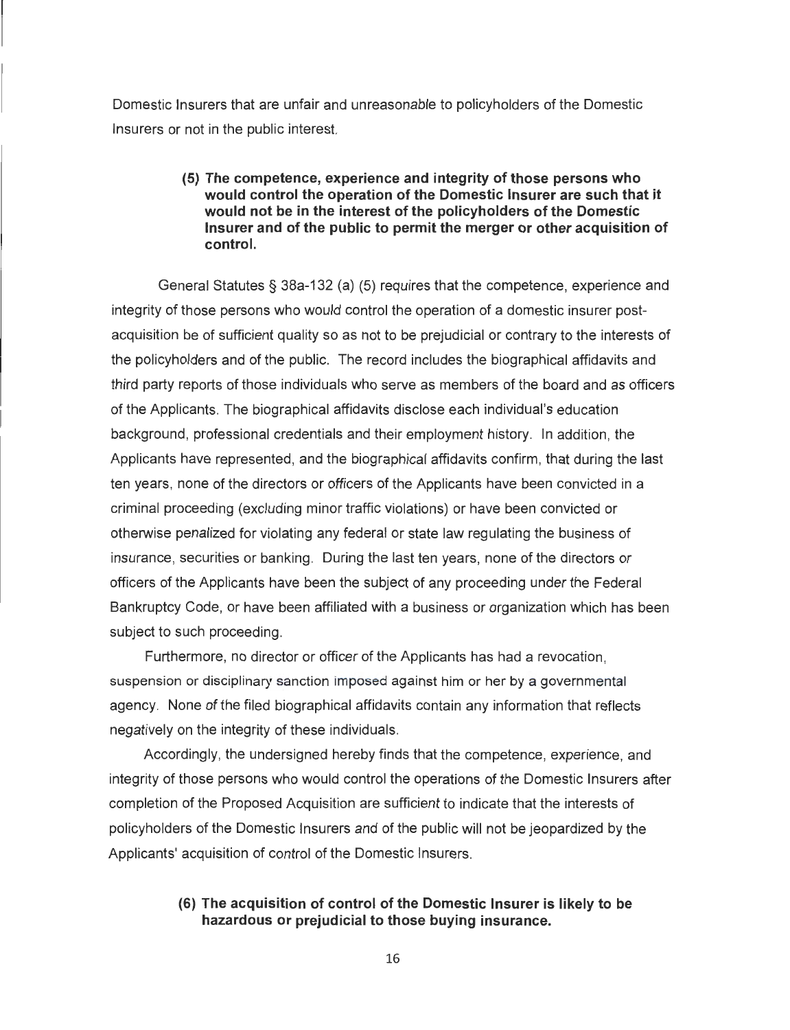Domestic Insurers that are unfair and unreasonable to policyholders of the Domestic Insurers or not in the public interest.

> **(5) The competence, experience and integrity of those persons who would control the operation of the Domestic Insurer are such that it would not be in the interest of the policyholders of the Domestic Insurer and of the public to permit the merger or other acquisition of control.**

General Statutes § 38a-132 (a) (5) requires that the competence, experience and integrity of those persons who would control the operation of a domestic insurer post-acquisition be of sufficient quality so as not to be prejudicial or contrary to the interests of the policyholders and of the public. The record includes the biographical affidavits and third party reports of those individuals who serve as members of the board and as officers of the Applicants. The biographical affidavits disclose each individual's education background, professional credentials and their employment history. In addition, the Applicants have represented, and the biographical affidavits confirm, that during the last ten years, none of the directors or officers of the Applicants have been convicted in a criminal proceeding (excluding minor traffic violations) or have been convicted or otherwise penalized for violating any federal or state law regulating the business of insurance, securities or banking. During the last ten years, none of the directors or officers of the Applicants have been the subject of any proceeding under the Federal Bankruptcy Code, or have been affiliated with a business or organization which has been subject to such proceeding.

Furthermore, no director or officer of the Applicants has had a revocation, suspension or disciplinary sanction imposed against him or her by a governmental agency. None of the filed biographical affidavits contain any information that reflects negatively on the integrity of these individuals.

Accordingly, the undersigned hereby finds that the competence, experience, and integrity of those persons who would control the operations of the Domestic Insurers after completion of the Proposed Acquisition are sufficient to indicate that the interests of policyholders of the Domestic Insurers and of the public will not be jeopardized by the Applicants' acquisition of control of the Domestic Insurers.

> **(6) The acquisition of control of the Domestic Insurer is likely to be hazardous or prejudicial to those buying insurance.**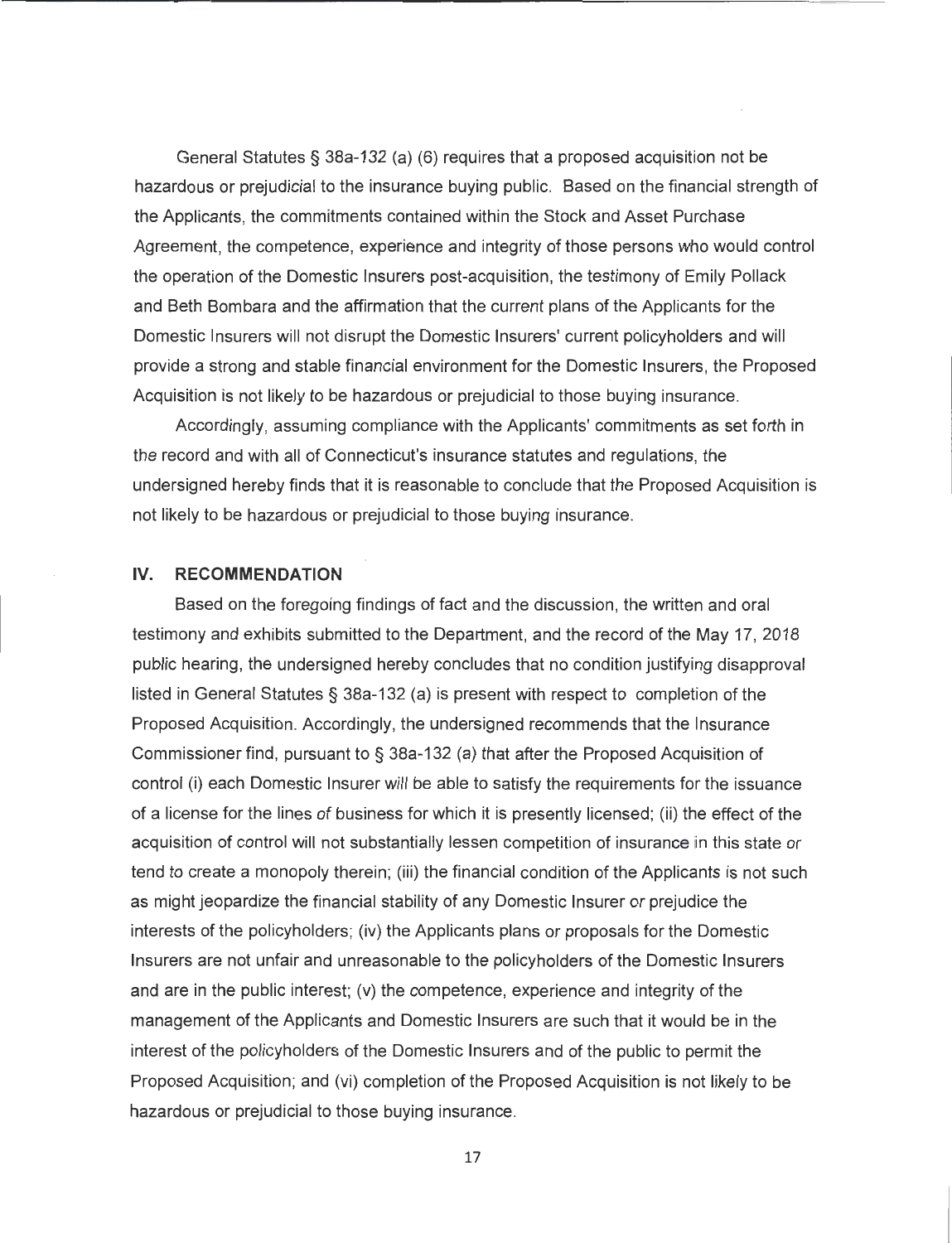General Statutes § 38a-132 (a) (6) requires that a proposed acquisition not be hazardous or prejudicial to the insurance buying public. Based on the financial strength of the Applicants, the commitments contained within the Stock and Asset Purchase Agreement, the competence, experience and integrity of those persons who would control the operation of the Domestic Insurers post-acquisition, the testimony of Emily Pollack and Beth Bombara and the affirmation that the current plans of the Applicants for the Domestic Insurers will not disrupt the Domestic Insurers' current policyholders and will provide a strong and stable financial environment for the Domestic Insurers, the Proposed Acquisition is not likely to be hazardous or prejudicial to those buying insurance.

Accordingly, assuming compliance with the Applicants' commitments as set forth in the record and with all of Connecticut's insurance statutes and regulations, the undersigned hereby finds that it is reasonable to conclude that the Proposed Acquisition is not likely to be hazardous or prejudicial to those buying insurance.

## IV. RECOMMENDATION

Based on the foregoing findings of fact and the discussion, the written and oral testimony and exhibits submitted to the Department, and the record of the May 17, 2018 public hearing, the undersigned hereby concludes that no condition justifying disapproval listed in General Statutes § 38a-132 (a) is present with respect to completion of the Proposed Acquisition. Accordingly, the undersigned recommends that the Insurance Commissioner find, pursuant to § 38a-132 (a) that after the Proposed Acquisition of control (i) each Domestic Insurer will be able to satisfy the requirements for the issuance of a license for the lines of business for which it is presently licensed; (ii) the effect of the acquisition of control will not substantially lessen competition of insurance in this state or tend to create a monopoly therein; (iii) the financial condition of the Applicants is not such as might jeopardize the financial stability of any Domestic Insurer or prejudice the interests of the policyholders; (iv) the Applicants plans or proposals for the Domestic Insurers are not unfair and unreasonable to the policyholders of the Domestic Insurers and are in the public interest; (v) the competence, experience and integrity of the management of the Applicants and Domestic Insurers are such that it would be in the interest of the policyholders of the Domestic Insurers and of the public to permit the Proposed Acquisition; and (vi) completion of the Proposed Acquisition is not likely to be hazardous or prejudicial to those buying insurance.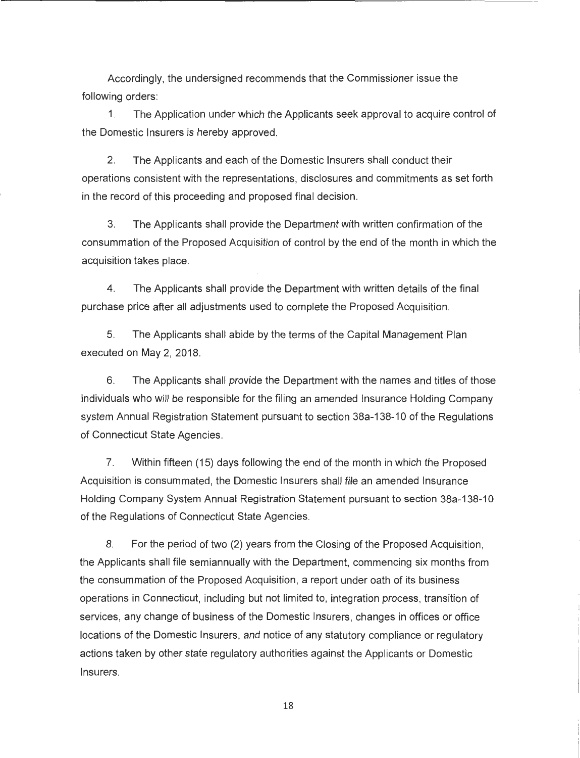Accordingly, the undersigned recommends that the Commissioner issue the following orders:

1. The Application under which the Applicants seek approval to acquire control of the Domestic Insurers is hereby approved.

2. The Applicants and each of the Domestic Insurers shall conduct their operations consistent with the representations, disclosures and commitments as set forth in the record of this proceeding and proposed final decision.

3. The Applicants shall provide the Department with written confirmation of the consummation of the Proposed Acquisition of control by the end of the month in which the acquisition takes place.

4. The Applicants shall provide the Department with written details of the final purchase price after all adjustments used to complete the Proposed Acquisition.

5. The Applicants shall abide by the terms of the Capital Management Plan executed on May 2, 2018.

6. The Applicants shall provide the Department with the names and titles of those individuals who will be responsible for the filing an amended Insurance Holding Company system Annual Registration Statement pursuant to section 38a-138-10 of the Regulations of Connecticut State Agencies.

7. Within fifteen (15) days following the end of the month in which the Proposed Acquisition is consummated, the Domestic Insurers shall file an amended Insurance Holding Company System Annual Registration Statement pursuant to section 38a-138-10 of the Regulations of Connecticut State Agencies.

8. For the period of two (2) years from the Closing of the Proposed Acquisition, the Applicants shall file semiannually with the Department, commencing six months from the consummation of the Proposed Acquisition, a report under oath of its business operations in Connecticut, including but not limited to, integration process, transition of services, any change of business of the Domestic Insurers, changes in offices or office locations of the Domestic Insurers, and notice of any statutory compliance or regulatory actions taken by other state regulatory authorities against the Applicants or Domestic Insurers.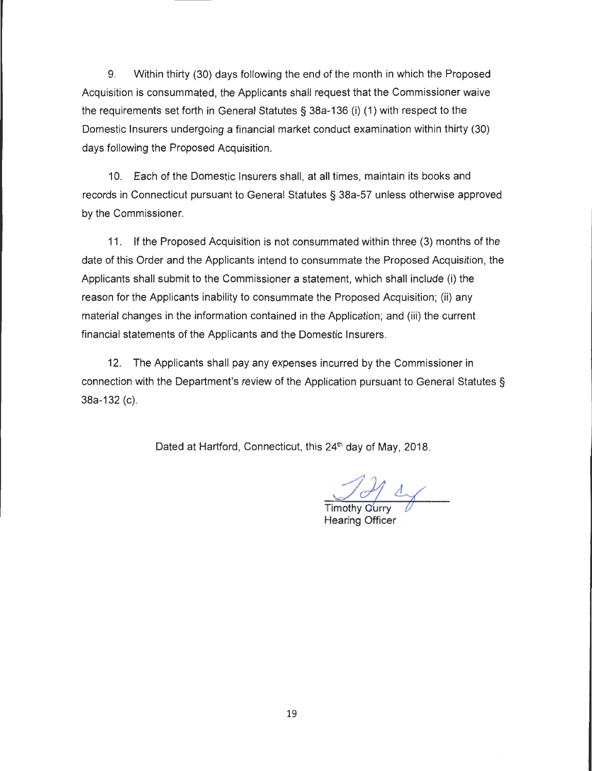9. Within thirty (30) days following the end of the month in which the Proposed Acquisition is consummated, the Applicants shall request that the Commissioner waive the requirements set forth in General Statutes § 38a-136 (i) (1) with respect to the Domestic Insurers undergoing a financial market conduct examination within thirty (30) days following the Proposed Acquisition.

10. Each of the Domestic Insurers shall, at all times, maintain its books and records in Connecticut pursuant to General Statutes § 38a-57 unless otherwise approved by the Commissioner.

11. If the Proposed Acquisition is not consummated within three (3) months of the date of this Order and the Applicants intend to consummate the Proposed Acquisition, the Applicants shall submit to the Commissioner a statement, which shall include (i) the reason for the Applicants inability to consummate the Proposed Acquisition; (ii) any material changes in the information contained in the Application; and (iii) the current financial statements of the Applicants and the Domestic Insurers.

12. The Applicants shall pay any expenses incurred by the Commissioner in connection with the Department's review of the Application pursuant to General Statutes § 38a-132 (c).

Dated at Hartford, Connecticut, this 24th day of May, 2018.

Timothy Curry
Hearing Officer